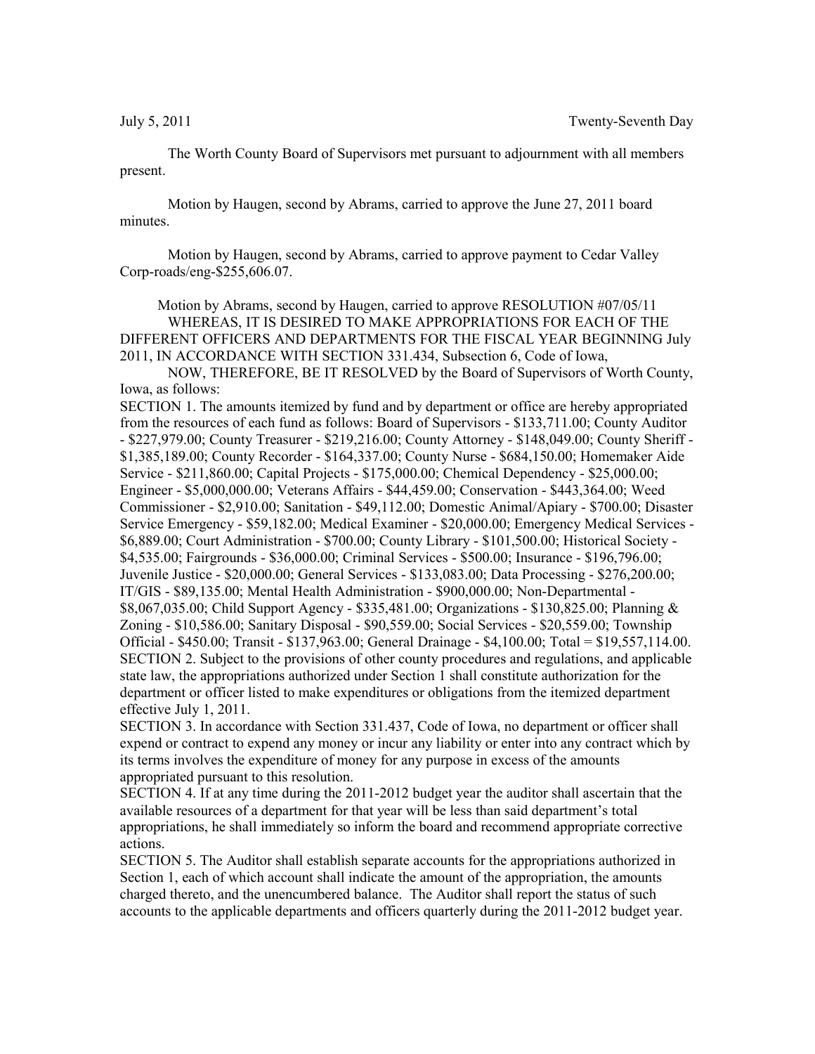July 5, 2011 Twenty-Seventh Day

The Worth County Board of Supervisors met pursuant to adjournment with all members present.

Motion by Haugen, second by Abrams, carried to approve the June 27, 2011 board minutes.

Motion by Haugen, second by Abrams, carried to approve payment to Cedar Valley Corp-roads/eng-$255,606.07.

Motion by Abrams, second by Haugen, carried to approve RESOLUTION #07/05/11

WHEREAS, IT IS DESIRED TO MAKE APPROPRIATIONS FOR EACH OF THE DIFFERENT OFFICERS AND DEPARTMENTS FOR THE FISCAL YEAR BEGINNING July 2011, IN ACCORDANCE WITH SECTION 331.434, Subsection 6, Code of Iowa,

NOW, THEREFORE, BE IT RESOLVED by the Board of Supervisors of Worth County, Iowa, as follows:

SECTION 1. The amounts itemized by fund and by department or office are hereby appropriated from the resources of each fund as follows: Board of Supervisors - $133,711.00; County Auditor - $227,979.00; County Treasurer - $219,216.00; County Attorney - $148,049.00; County Sheriff - $1,385,189.00; County Recorder - $164,337.00; County Nurse - $684,150.00; Homemaker Aide Service - $211,860.00; Capital Projects - $175,000.00; Chemical Dependency - $25,000.00; Engineer - $5,000,000.00; Veterans Affairs - $44,459.00; Conservation - $443,364.00; Weed Commissioner - $2,910.00; Sanitation - $49,112.00; Domestic Animal/Apiary - $700.00; Disaster Service Emergency - $59,182.00; Medical Examiner - $20,000.00; Emergency Medical Services - $6,889.00; Court Administration - $700.00; County Library - $101,500.00; Historical Society - $4,535.00; Fairgrounds - $36,000.00; Criminal Services - $500.00; Insurance - $196,796.00; Juvenile Justice - $20,000.00; General Services - $133,083.00; Data Processing - $276,200.00; IT/GIS - $89,135.00; Mental Health Administration - $900,000.00; Non-Departmental - $8,067,035.00; Child Support Agency - $335,481.00; Organizations - $130,825.00; Planning & Zoning - $10,586.00; Sanitary Disposal - $90,559.00; Social Services - $20,559.00; Township Official - $450.00; Transit - $137,963.00; General Drainage - $4,100.00; Total = $19,557,114.00.

SECTION 2. Subject to the provisions of other county procedures and regulations, and applicable state law, the appropriations authorized under Section 1 shall constitute authorization for the department or officer listed to make expenditures or obligations from the itemized department effective July 1, 2011.

SECTION 3. In accordance with Section 331.437, Code of Iowa, no department or officer shall expend or contract to expend any money or incur any liability or enter into any contract which by its terms involves the expenditure of money for any purpose in excess of the amounts appropriated pursuant to this resolution.

SECTION 4. If at any time during the 2011-2012 budget year the auditor shall ascertain that the available resources of a department for that year will be less than said department's total appropriations, he shall immediately so inform the board and recommend appropriate corrective actions.

SECTION 5. The Auditor shall establish separate accounts for the appropriations authorized in Section 1, each of which account shall indicate the amount of the appropriation, the amounts charged thereto, and the unencumbered balance. The Auditor shall report the status of such accounts to the applicable departments and officers quarterly during the 2011-2012 budget year.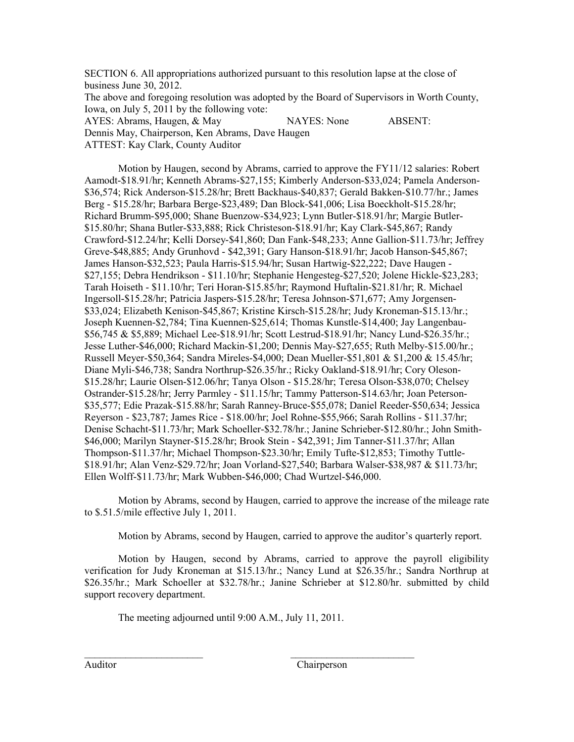SECTION 6. All appropriations authorized pursuant to this resolution lapse at the close of business June 30, 2012.

The above and foregoing resolution was adopted by the Board of Supervisors in Worth County, Iowa, on July 5, 2011 by the following vote:

AYES: Abrams, Haugen, & May NAYES: None ABSENT:

Dennis May, Chairperson, Ken Abrams, Dave Haugen

ATTEST: Kay Clark, County Auditor

Motion by Haugen, second by Abrams, carried to approve the FY11/12 salaries: Robert Aamodt-$18.91/hr; Kenneth Abrams-$27,155; Kimberly Anderson-$33,024; Pamela Anderson-$36,574; Rick Anderson-$15.28/hr; Brett Backhaus-$40,837; Gerald Bakken-$10.77/hr.; James Berg - $15.28/hr; Barbara Berge-$23,489; Dan Block-$41,006; Lisa Boeckholt-$15.28/hr; Richard Brumm-$95,000; Shane Buenzow-$34,923; Lynn Butler-$18.91/hr; Margie Butler-$15.80/hr; Shana Butler-$33,888; Rick Christeson-$18.91/hr; Kay Clark-$45,867; Randy Crawford-$12.24/hr; Kelli Dorsey-$41,860; Dan Fank-$48,233; Anne Gallion-$11.73/hr; Jeffrey Greve-$48,885; Andy Grunhovd - $42,391; Gary Hanson-$18.91/hr; Jacob Hanson-$45,867; James Hanson-$32,523; Paula Harris-$15.94/hr; Susan Hartwig-$22,222; Dave Haugen - $27,155; Debra Hendrikson - $11.10/hr; Stephanie Hengesteg-$27,520; Jolene Hickle-$23,283; Tarah Hoiseth - $11.10/hr; Teri Horan-$15.85/hr; Raymond Huftalin-$21.81/hr; R. Michael Ingersoll-$15.28/hr; Patricia Jaspers-$15.28/hr; Teresa Johnson-$71,677; Amy Jorgensen-$33,024; Elizabeth Kenison-$45,867; Kristine Kirsch-$15.28/hr; Judy Kroneman-$15.13/hr.; Joseph Kuennen-$2,784; Tina Kuennen-$25,614; Thomas Kunstle-$14,400; Jay Langenbau-$56,745 & $5,889; Michael Lee-$18.91/hr; Scott Lestrud-$18.91/hr; Nancy Lund-$26.35/hr.; Jesse Luther-$46,000; Richard Mackin-$1,200; Dennis May-$27,655; Ruth Melby-$15.00/hr.; Russell Meyer-$50,364; Sandra Mireles-$4,000; Dean Mueller-$51,801 & $1,200 & 15.45/hr; Diane Myli-$46,738; Sandra Northrup-$26.35/hr.; Ricky Oakland-$18.91/hr; Cory Oleson-$15.28/hr; Laurie Olsen-$12.06/hr; Tanya Olson - $15.28/hr; Teresa Olson-$38,070; Chelsey Ostrander-$15.28/hr; Jerry Parmley - $11.15/hr; Tammy Patterson-$14.63/hr; Joan Peterson-$35,577; Edie Prazak-$15.88/hr; Sarah Ranney-Bruce-$55,078; Daniel Reeder-$50,634; Jessica Reyerson - $23,787; James Rice - $18.00/hr; Joel Rohne-$55,966; Sarah Rollins - $11.37/hr; Denise Schacht-$11.73/hr; Mark Schoeller-$32.78/hr.; Janine Schrieber-$12.80/hr.; John Smith-$46,000; Marilyn Stayner-$15.28/hr; Brook Stein - $42,391; Jim Tanner-$11.37/hr; Allan Thompson-$11.37/hr; Michael Thompson-$23.30/hr; Emily Tufte-$12,853; Timothy Tuttle-$18.91/hr; Alan Venz-$29.72/hr; Joan Vorland-$27,540; Barbara Walser-$38,987 & $11.73/hr; Ellen Wolff-$11.73/hr; Mark Wubben-$46,000; Chad Wurtzel-$46,000.

Motion by Abrams, second by Haugen, carried to approve the increase of the mileage rate to $.51.5/mile effective July 1, 2011.

Motion by Abrams, second by Haugen, carried to approve the auditor's quarterly report.

Motion by Haugen, second by Abrams, carried to approve the payroll eligibility verification for Judy Kroneman at $15.13/hr.; Nancy Lund at $26.35/hr.; Sandra Northrup at $26.35/hr.; Mark Schoeller at $32.78/hr.; Janine Schrieber at $12.80/hr. submitted by child support recovery department.

The meeting adjourned until 9:00 A.M., July 11, 2011.

________________________ ________________________

Auditor Chairperson